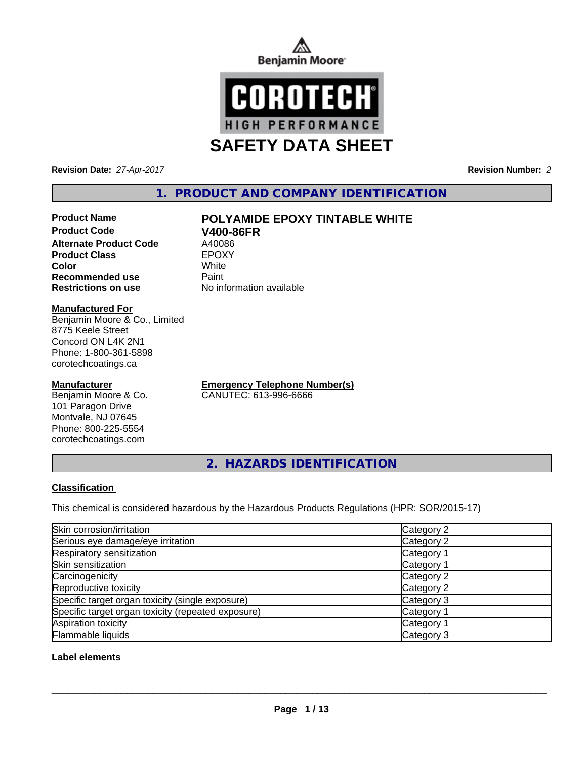Benjamin Moore

COROTECH HIGH PERFORMANCE

# SAFETY DATA SHEET

**Revision Date:** *27-Apr-2017* **Revision Number:** *2*

## 1. PRODUCT AND COMPANY IDENTIFICATION

**Product Name** **POLYAMIDE EPOXY TINTABLE WHITE**
**Product Code** **V400-86FR**
**Alternate Product Code** A40086
**Product Class** EPOXY
**Color** White
**Recommended use** Paint
**Restrictions on use** No information available

**Manufactured For**
Benjamin Moore & Co., Limited
8775 Keele Street
Concord ON L4K 2N1
Phone: 1-800-361-5898
corotechcoatings.ca

**Manufacturer**
Benjamin Moore & Co.
101 Paragon Drive
Montvale, NJ 07645
Phone: 800-225-5554
corotechcoatings.com

**Emergency Telephone Number(s)**
CANUTEC: 613-996-6666

## 2. HAZARDS IDENTIFICATION

**Classification**

This chemical is considered hazardous by the Hazardous Products Regulations (HPR: SOR/2015-17)

| Hazard | Category |
|---|---|
| Skin corrosion/irritation | Category 2 |
| Serious eye damage/eye irritation | Category 2 |
| Respiratory sensitization | Category 1 |
| Skin sensitization | Category 1 |
| Carcinogenicity | Category 2 |
| Reproductive toxicity | Category 2 |
| Specific target organ toxicity (single exposure) | Category 3 |
| Specific target organ toxicity (repeated exposure) | Category 1 |
| Aspiration toxicity | Category 1 |
| Flammable liquids | Category 3 |

**Label elements**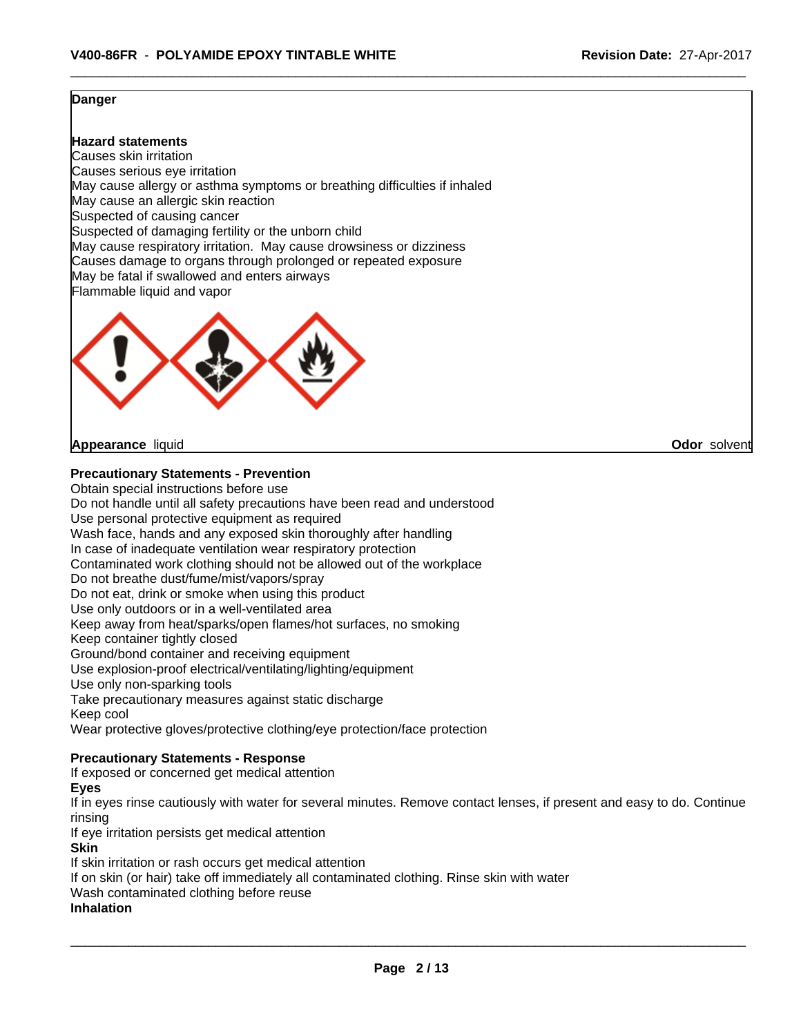**Danger**

**Hazard statements**

Causes skin irritation
Causes serious eye irritation
May cause allergy or asthma symptoms or breathing difficulties if inhaled
May cause an allergic skin reaction
Suspected of causing cancer
Suspected of damaging fertility or the unborn child
May cause respiratory irritation. May cause drowsiness or dizziness
Causes damage to organs through prolonged or repeated exposure
May be fatal if swallowed and enters airways
Flammable liquid and vapor

**Appearance** liquid

**Odor** solvent

**Precautionary Statements - Prevention**

Obtain special instructions before use
Do not handle until all safety precautions have been read and understood
Use personal protective equipment as required
Wash face, hands and any exposed skin thoroughly after handling
In case of inadequate ventilation wear respiratory protection
Contaminated work clothing should not be allowed out of the workplace
Do not breathe dust/fume/mist/vapors/spray
Do not eat, drink or smoke when using this product
Use only outdoors or in a well-ventilated area
Keep away from heat/sparks/open flames/hot surfaces, no smoking
Keep container tightly closed
Ground/bond container and receiving equipment
Use explosion-proof electrical/ventilating/lighting/equipment
Use only non-sparking tools
Take precautionary measures against static discharge
Keep cool
Wear protective gloves/protective clothing/eye protection/face protection

**Precautionary Statements - Response**

If exposed or concerned get medical attention

**Eyes**

If in eyes rinse cautiously with water for several minutes. Remove contact lenses, if present and easy to do. Continue rinsing
If eye irritation persists get medical attention

**Skin**

If skin irritation or rash occurs get medical attention
If on skin (or hair) take off immediately all contaminated clothing. Rinse skin with water
Wash contaminated clothing before reuse

**Inhalation**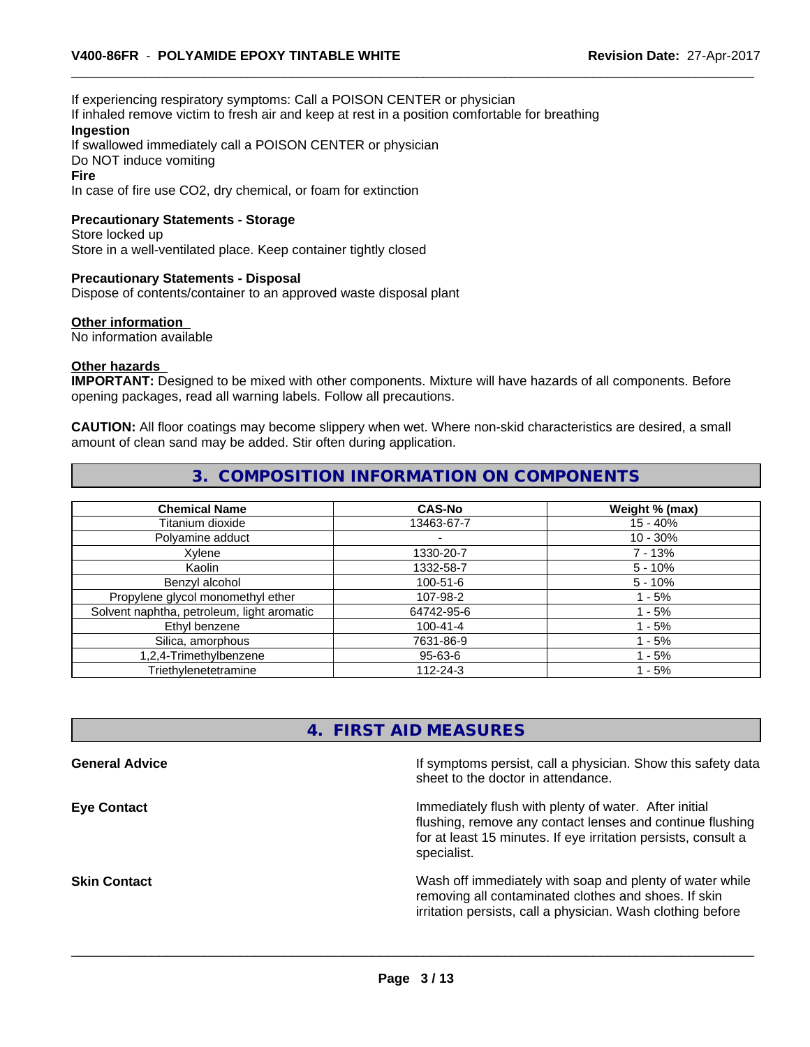If experiencing respiratory symptoms: Call a POISON CENTER or physician
If inhaled remove victim to fresh air and keep at rest in a position comfortable for breathing

**Ingestion**

If swallowed immediately call a POISON CENTER or physician
Do NOT induce vomiting

**Fire**

In case of fire use CO2, dry chemical, or foam for extinction

**Precautionary Statements - Storage**

Store locked up
Store in a well-ventilated place. Keep container tightly closed

**Precautionary Statements - Disposal**

Dispose of contents/container to an approved waste disposal plant

**Other information**

No information available

**Other hazards**

**IMPORTANT:** Designed to be mixed with other components. Mixture will have hazards of all components. Before opening packages, read all warning labels. Follow all precautions.

**CAUTION:** All floor coatings may become slippery when wet. Where non-skid characteristics are desired, a small amount of clean sand may be added. Stir often during application.

## 3. COMPOSITION INFORMATION ON COMPONENTS

| Chemical Name | CAS-No | Weight % (max) |
|---|---|---|
| Titanium dioxide | 13463-67-7 | 15 - 40% |
| Polyamine adduct | - | 10 - 30% |
| Xylene | 1330-20-7 | 7 - 13% |
| Kaolin | 1332-58-7 | 5 - 10% |
| Benzyl alcohol | 100-51-6 | 5 - 10% |
| Propylene glycol monomethyl ether | 107-98-2 | 1 - 5% |
| Solvent naphtha, petroleum, light aromatic | 64742-95-6 | 1 - 5% |
| Ethyl benzene | 100-41-4 | 1 - 5% |
| Silica, amorphous | 7631-86-9 | 1 - 5% |
| 1,2,4-Trimethylbenzene | 95-63-6 | 1 - 5% |
| Triethylenetetramine | 112-24-3 | 1 - 5% |

## 4. FIRST AID MEASURES

**General Advice**

If symptoms persist, call a physician. Show this safety data sheet to the doctor in attendance.

**Eye Contact**

Immediately flush with plenty of water. After initial flushing, remove any contact lenses and continue flushing for at least 15 minutes. If eye irritation persists, consult a specialist.

**Skin Contact**

Wash off immediately with soap and plenty of water while removing all contaminated clothes and shoes. If skin irritation persists, call a physician. Wash clothing before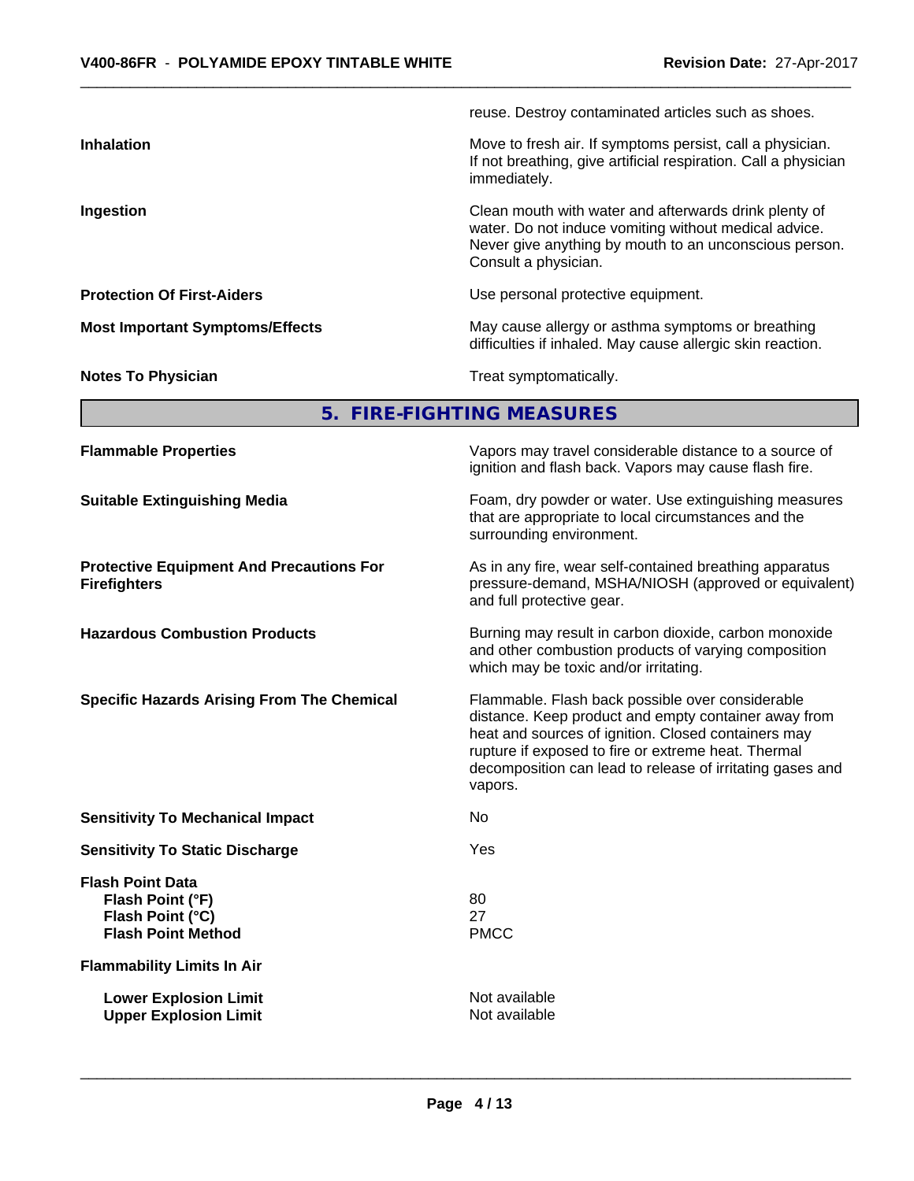reuse. Destroy contaminated articles such as shoes.

| | |
|---|---|
| **Inhalation** | Move to fresh air. If symptoms persist, call a physician. If not breathing, give artificial respiration. Call a physician immediately. |
| **Ingestion** | Clean mouth with water and afterwards drink plenty of water. Do not induce vomiting without medical advice. Never give anything by mouth to an unconscious person. Consult a physician. |
| **Protection Of First-Aiders** | Use personal protective equipment. |
| **Most Important Symptoms/Effects** | May cause allergy or asthma symptoms or breathing difficulties if inhaled. May cause allergic skin reaction. |
| **Notes To Physician** | Treat symptomatically. |

## 5. FIRE-FIGHTING MEASURES

| | |
|---|---|
| **Flammable Properties** | Vapors may travel considerable distance to a source of ignition and flash back. Vapors may cause flash fire. |
| **Suitable Extinguishing Media** | Foam, dry powder or water. Use extinguishing measures that are appropriate to local circumstances and the surrounding environment. |
| **Protective Equipment And Precautions For Firefighters** | As in any fire, wear self-contained breathing apparatus pressure-demand, MSHA/NIOSH (approved or equivalent) and full protective gear. |
| **Hazardous Combustion Products** | Burning may result in carbon dioxide, carbon monoxide and other combustion products of varying composition which may be toxic and/or irritating. |
| **Specific Hazards Arising From The Chemical** | Flammable. Flash back possible over considerable distance. Keep product and empty container away from heat and sources of ignition. Closed containers may rupture if exposed to fire or extreme heat. Thermal decomposition can lead to release of irritating gases and vapors. |
| **Sensitivity To Mechanical Impact** | No |
| **Sensitivity To Static Discharge** | Yes |
| **Flash Point Data** | |
| **Flash Point (°F)** | 80 |
| **Flash Point (°C)** | 27 |
| **Flash Point Method** | PMCC |
| **Flammability Limits In Air** | |
| **Lower Explosion Limit** | Not available |
| **Upper Explosion Limit** | Not available |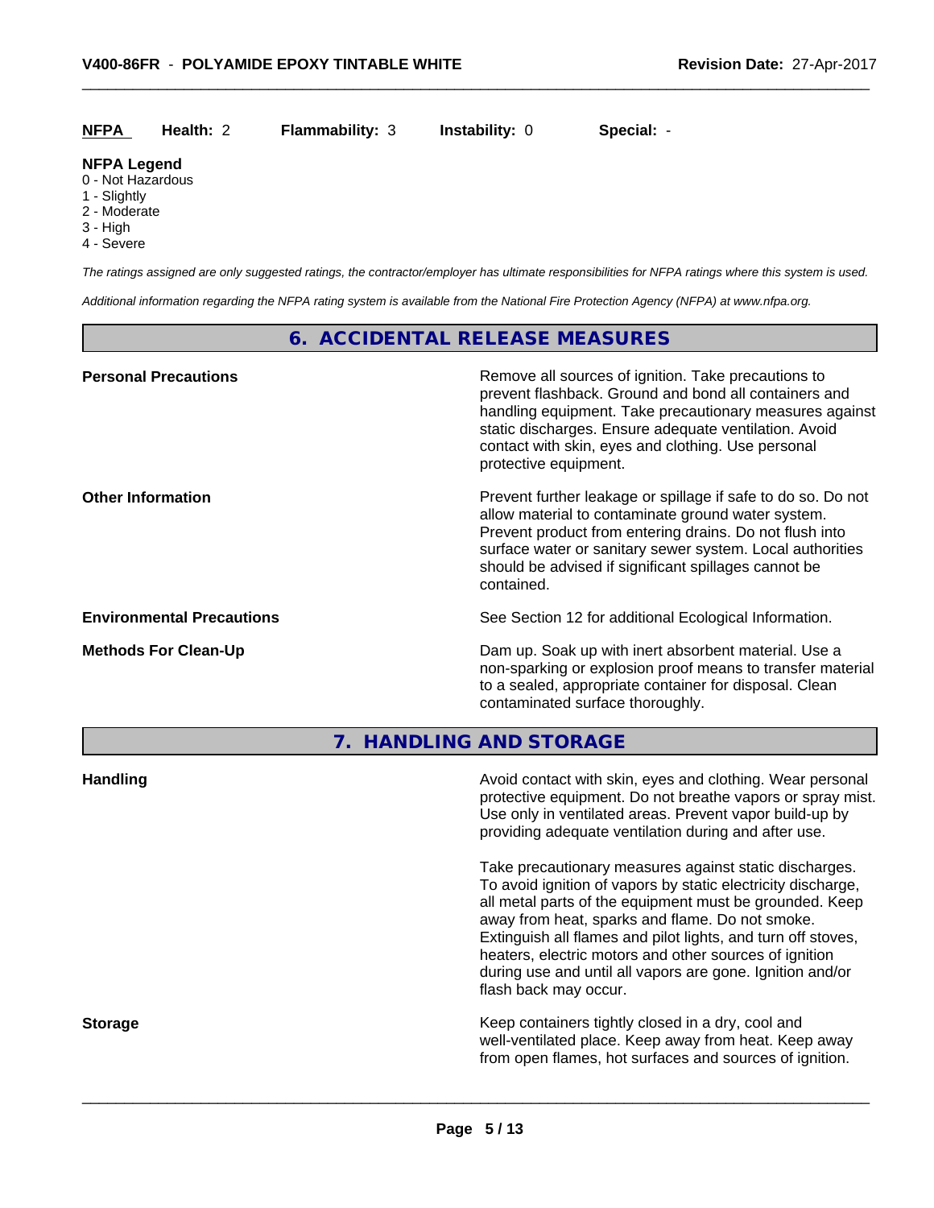| **NFPA** | **Health:** 2 | **Flammability:** 3 | **Instability:** 0 | **Special:** - |
|---|---|---|---|---|

**NFPA Legend**
0 - Not Hazardous
1 - Slightly
2 - Moderate
3 - High
4 - Severe

*The ratings assigned are only suggested ratings, the contractor/employer has ultimate responsibilities for NFPA ratings where this system is used.*

*Additional information regarding the NFPA rating system is available from the National Fire Protection Agency (NFPA) at www.nfpa.org.*

## 6. ACCIDENTAL RELEASE MEASURES

| | |
|---|---|
| **Personal Precautions** | Remove all sources of ignition. Take precautions to prevent flashback. Ground and bond all containers and handling equipment. Take precautionary measures against static discharges. Ensure adequate ventilation. Avoid contact with skin, eyes and clothing. Use personal protective equipment. |
| **Other Information** | Prevent further leakage or spillage if safe to do so. Do not allow material to contaminate ground water system. Prevent product from entering drains. Do not flush into surface water or sanitary sewer system. Local authorities should be advised if significant spillages cannot be contained. |
| **Environmental Precautions** | See Section 12 for additional Ecological Information. |
| **Methods For Clean-Up** | Dam up. Soak up with inert absorbent material. Use a non-sparking or explosion proof means to transfer material to a sealed, appropriate container for disposal. Clean contaminated surface thoroughly. |

## 7. HANDLING AND STORAGE

| | |
|---|---|
| **Handling** | Avoid contact with skin, eyes and clothing. Wear personal protective equipment. Do not breathe vapors or spray mist. Use only in ventilated areas. Prevent vapor build-up by providing adequate ventilation during and after use.<br><br>Take precautionary measures against static discharges. To avoid ignition of vapors by static electricity discharge, all metal parts of the equipment must be grounded. Keep away from heat, sparks and flame. Do not smoke. Extinguish all flames and pilot lights, and turn off stoves, heaters, electric motors and other sources of ignition during use and until all vapors are gone. Ignition and/or flash back may occur. |
| **Storage** | Keep containers tightly closed in a dry, cool and well-ventilated place. Keep away from heat. Keep away from open flames, hot surfaces and sources of ignition. |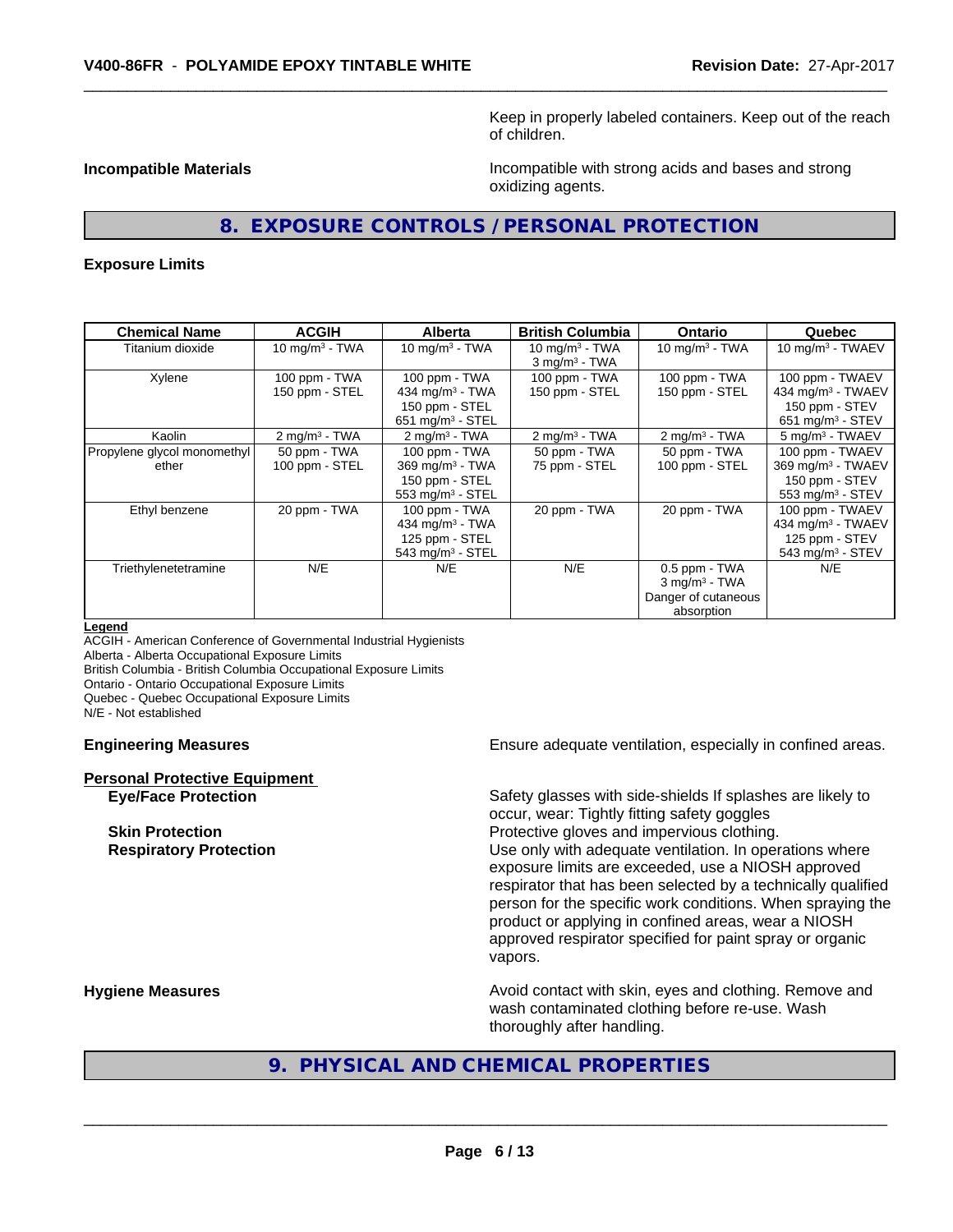Keep in properly labeled containers. Keep out of the reach of children.

**Incompatible Materials** Incompatible with strong acids and bases and strong oxidizing agents.

## 8. EXPOSURE CONTROLS / PERSONAL PROTECTION

**Exposure Limits**

| Chemical Name | ACGIH | Alberta | British Columbia | Ontario | Quebec |
|---|---|---|---|---|---|
| Titanium dioxide | 10 mg/m$^3$ - TWA | 10 mg/m$^3$ - TWA | 10 mg/m$^3$ - TWA<br>3 mg/m$^3$ - TWA | 10 mg/m$^3$ - TWA | 10 mg/m$^3$ - TWAEV |
| Xylene | 100 ppm - TWA<br>150 ppm - STEL | 100 ppm - TWA<br>434 mg/m$^3$ - TWA<br>150 ppm - STEL<br>651 mg/m$^3$ - STEL | 100 ppm - TWA<br>150 ppm - STEL | 100 ppm - TWA<br>150 ppm - STEL | 100 ppm - TWAEV<br>434 mg/m$^3$ - TWAEV<br>150 ppm - STEV<br>651 mg/m$^3$ - STEV |
| Kaolin | 2 mg/m$^3$ - TWA | 2 mg/m$^3$ - TWA | 2 mg/m$^3$ - TWA | 2 mg/m$^3$ - TWA | 5 mg/m$^3$ - TWAEV |
| Propylene glycol monomethyl ether | 50 ppm - TWA<br>100 ppm - STEL | 100 ppm - TWA<br>369 mg/m$^3$ - TWA<br>150 ppm - STEL<br>553 mg/m$^3$ - STEL | 50 ppm - TWA<br>75 ppm - STEL | 50 ppm - TWA<br>100 ppm - STEL | 100 ppm - TWAEV<br>369 mg/m$^3$ - TWAEV<br>150 ppm - STEV<br>553 mg/m$^3$ - STEV |
| Ethyl benzene | 20 ppm - TWA | 100 ppm - TWA<br>434 mg/m$^3$ - TWA<br>125 ppm - STEL<br>543 mg/m$^3$ - STEL | 20 ppm - TWA | 20 ppm - TWA | 100 ppm - TWAEV<br>434 mg/m$^3$ - TWAEV<br>125 ppm - STEV<br>543 mg/m$^3$ - STEV |
| Triethylenetetramine | N/E | N/E | N/E | 0.5 ppm - TWA<br>3 mg/m$^3$ - TWA<br>Danger of cutaneous absorption | N/E |

**Legend**

ACGIH - American Conference of Governmental Industrial Hygienists
Alberta - Alberta Occupational Exposure Limits
British Columbia - British Columbia Occupational Exposure Limits
Ontario - Ontario Occupational Exposure Limits
Quebec - Quebec Occupational Exposure Limits
N/E - Not established

**Engineering Measures** Ensure adequate ventilation, especially in confined areas.

**Personal Protective Equipment**

**Eye/Face Protection** Safety glasses with side-shields If splashes are likely to occur, wear: Tightly fitting safety goggles

**Skin Protection** Protective gloves and impervious clothing.

**Respiratory Protection** Use only with adequate ventilation. In operations where exposure limits are exceeded, use a NIOSH approved respirator that has been selected by a technically qualified person for the specific work conditions. When spraying the product or applying in confined areas, wear a NIOSH approved respirator specified for paint spray or organic vapors.

**Hygiene Measures** Avoid contact with skin, eyes and clothing. Remove and wash contaminated clothing before re-use. Wash thoroughly after handling.

## 9. PHYSICAL AND CHEMICAL PROPERTIES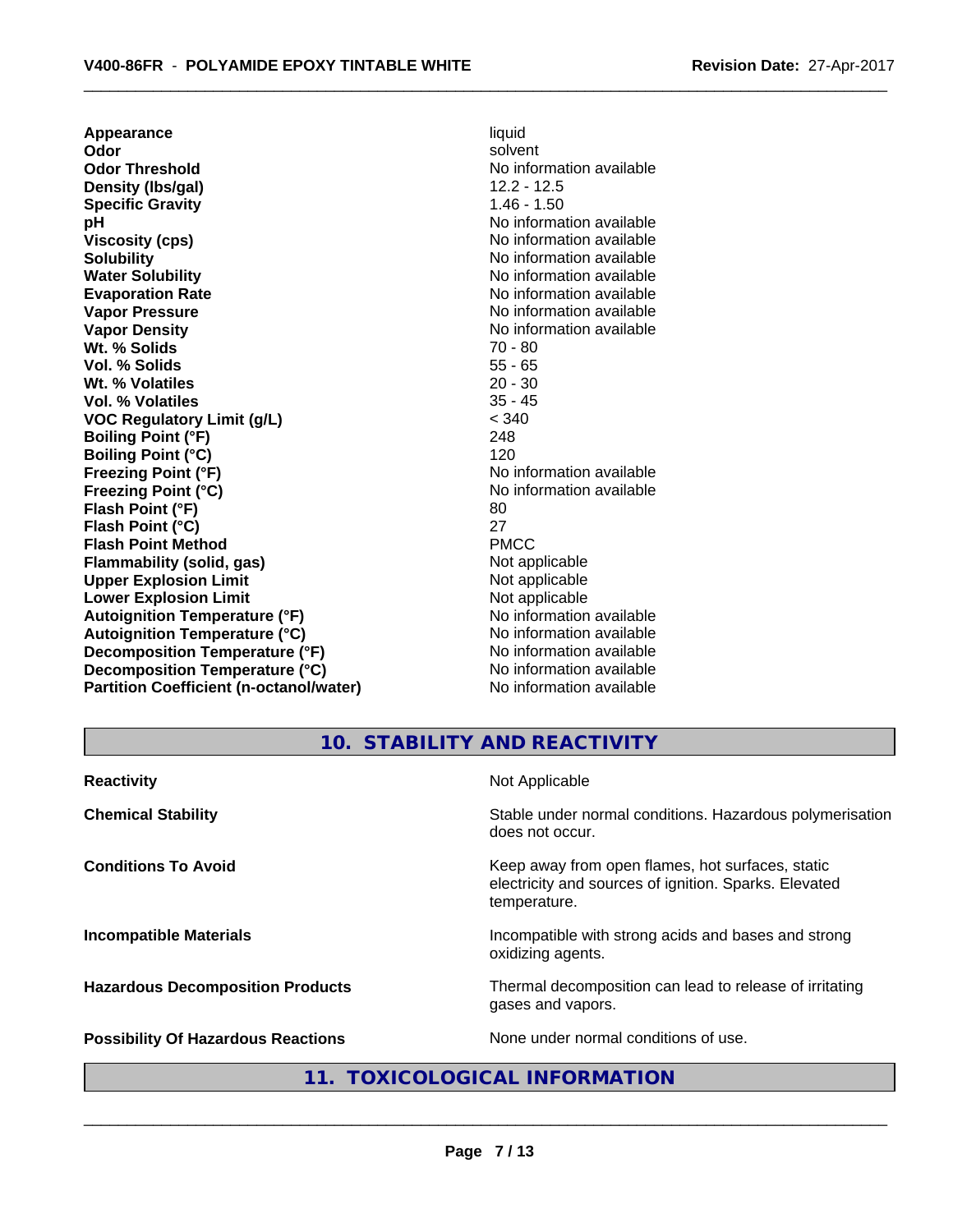| | |
|---|---|
| **Appearance** | liquid |
| **Odor** | solvent |
| **Odor Threshold** | No information available |
| **Density (lbs/gal)** | 12.2 - 12.5 |
| **Specific Gravity** | 1.46 - 1.50 |
| **pH** | No information available |
| **Viscosity (cps)** | No information available |
| **Solubility** | No information available |
| **Water Solubility** | No information available |
| **Evaporation Rate** | No information available |
| **Vapor Pressure** | No information available |
| **Vapor Density** | No information available |
| **Wt. % Solids** | 70 - 80 |
| **Vol. % Solids** | 55 - 65 |
| **Wt. % Volatiles** | 20 - 30 |
| **Vol. % Volatiles** | 35 - 45 |
| **VOC Regulatory Limit (g/L)** | < 340 |
| **Boiling Point (°F)** | 248 |
| **Boiling Point (°C)** | 120 |
| **Freezing Point (°F)** | No information available |
| **Freezing Point (°C)** | No information available |
| **Flash Point (°F)** | 80 |
| **Flash Point (°C)** | 27 |
| **Flash Point Method** | PMCC |
| **Flammability (solid, gas)** | Not applicable |
| **Upper Explosion Limit** | Not applicable |
| **Lower Explosion Limit** | Not applicable |
| **Autoignition Temperature (°F)** | No information available |
| **Autoignition Temperature (°C)** | No information available |
| **Decomposition Temperature (°F)** | No information available |
| **Decomposition Temperature (°C)** | No information available |
| **Partition Coefficient (n-octanol/water)** | No information available |

## 10. STABILITY AND REACTIVITY

| | |
|---|---|
| **Reactivity** | Not Applicable |
| **Chemical Stability** | Stable under normal conditions. Hazardous polymerisation does not occur. |
| **Conditions To Avoid** | Keep away from open flames, hot surfaces, static electricity and sources of ignition. Sparks. Elevated temperature. |
| **Incompatible Materials** | Incompatible with strong acids and bases and strong oxidizing agents. |
| **Hazardous Decomposition Products** | Thermal decomposition can lead to release of irritating gases and vapors. |
| **Possibility Of Hazardous Reactions** | None under normal conditions of use. |

## 11. TOXICOLOGICAL INFORMATION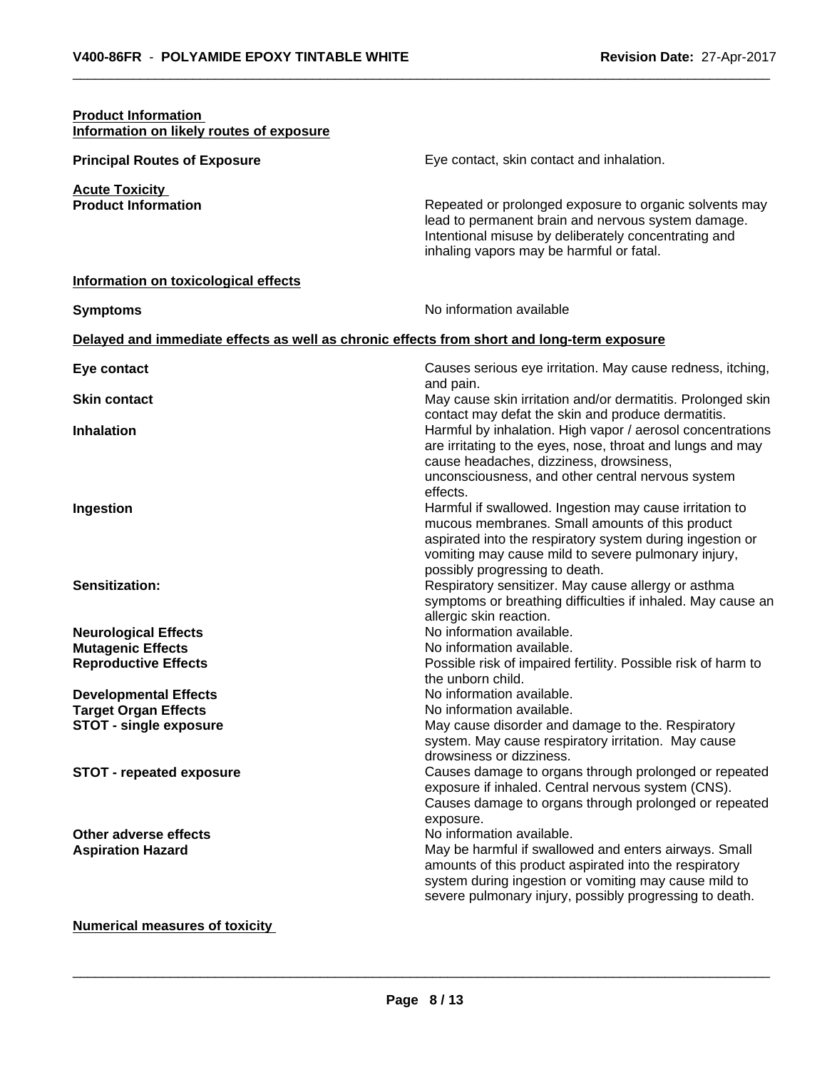**Product Information**
**Information on likely routes of exposure**

**Principal Routes of Exposure**: Eye contact, skin contact and inhalation.

**Acute Toxicity**

**Product Information**: Repeated or prolonged exposure to organic solvents may lead to permanent brain and nervous system damage. Intentional misuse by deliberately concentrating and inhaling vapors may be harmful or fatal.

**Information on toxicological effects**

**Symptoms**: No information available

**Delayed and immediate effects as well as chronic effects from short and long-term exposure**

**Eye contact**: Causes serious eye irritation. May cause redness, itching, and pain.

**Skin contact**: May cause skin irritation and/or dermatitis. Prolonged skin contact may defat the skin and produce dermatitis.

**Inhalation**: Harmful by inhalation. High vapor / aerosol concentrations are irritating to the eyes, nose, throat and lungs and may cause headaches, dizziness, drowsiness, unconsciousness, and other central nervous system effects.

**Ingestion**: Harmful if swallowed. Ingestion may cause irritation to mucous membranes. Small amounts of this product aspirated into the respiratory system during ingestion or vomiting may cause mild to severe pulmonary injury, possibly progressing to death.

**Sensitization:**: Respiratory sensitizer. May cause allergy or asthma symptoms or breathing difficulties if inhaled. May cause an allergic skin reaction.

**Neurological Effects**: No information available.

**Mutagenic Effects**: No information available.

**Reproductive Effects**: Possible risk of impaired fertility. Possible risk of harm to the unborn child.

**Developmental Effects**: No information available.

**Target Organ Effects**: No information available.

**STOT - single exposure**: May cause disorder and damage to the. Respiratory system. May cause respiratory irritation. May cause drowsiness or dizziness.

**STOT - repeated exposure**: Causes damage to organs through prolonged or repeated exposure if inhaled. Central nervous system (CNS). Causes damage to organs through prolonged or repeated exposure.

**Other adverse effects**: No information available.

**Aspiration Hazard**: May be harmful if swallowed and enters airways. Small amounts of this product aspirated into the respiratory system during ingestion or vomiting may cause mild to severe pulmonary injury, possibly progressing to death.

**Numerical measures of toxicity**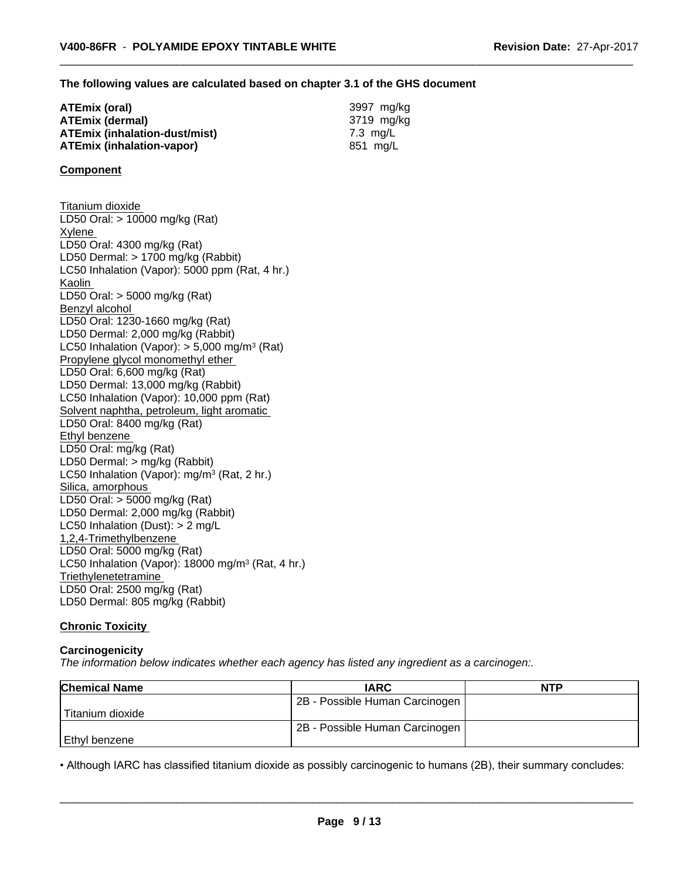**The following values are calculated based on chapter 3.1 of the GHS document**

| | |
|---|---|
| **ATEmix (oral)** | 3997 mg/kg |
| **ATEmix (dermal)** | 3719 mg/kg |
| **ATEmix (inhalation-dust/mist)** | 7.3 mg/L |
| **ATEmix (inhalation-vapor)** | 851 mg/L |

**Component**

Titanium dioxide
LD50 Oral: > 10000 mg/kg (Rat)
Xylene
LD50 Oral: 4300 mg/kg (Rat)
LD50 Dermal: > 1700 mg/kg (Rabbit)
LC50 Inhalation (Vapor): 5000 ppm (Rat, 4 hr.)
Kaolin
LD50 Oral: > 5000 mg/kg (Rat)
Benzyl alcohol
LD50 Oral: 1230-1660 mg/kg (Rat)
LD50 Dermal: 2,000 mg/kg (Rabbit)
LC50 Inhalation (Vapor): > 5,000 mg/m$^3$ (Rat)
Propylene glycol monomethyl ether
LD50 Oral: 6,600 mg/kg (Rat)
LD50 Dermal: 13,000 mg/kg (Rabbit)
LC50 Inhalation (Vapor): 10,000 ppm (Rat)
Solvent naphtha, petroleum, light aromatic
LD50 Oral: 8400 mg/kg (Rat)
Ethyl benzene
LD50 Oral: mg/kg (Rat)
LD50 Dermal: > mg/kg (Rabbit)
LC50 Inhalation (Vapor): mg/m$^3$ (Rat, 2 hr.)
Silica, amorphous
LD50 Oral: > 5000 mg/kg (Rat)
LD50 Dermal: 2,000 mg/kg (Rabbit)
LC50 Inhalation (Dust): > 2 mg/L
1,2,4-Trimethylbenzene
LD50 Oral: 5000 mg/kg (Rat)
LC50 Inhalation (Vapor): 18000 mg/m$^3$ (Rat, 4 hr.)
Triethylenetetramine
LD50 Oral: 2500 mg/kg (Rat)
LD50 Dermal: 805 mg/kg (Rabbit)

**Chronic Toxicity**

**Carcinogenicity**

*The information below indicates whether each agency has listed any ingredient as a carcinogen:.*

| Chemical Name | IARC | NTP |
|---|---|---|
| Titanium dioxide | 2B - Possible Human Carcinogen | |
| Ethyl benzene | 2B - Possible Human Carcinogen | |

• Although IARC has classified titanium dioxide as possibly carcinogenic to humans (2B), their summary concludes: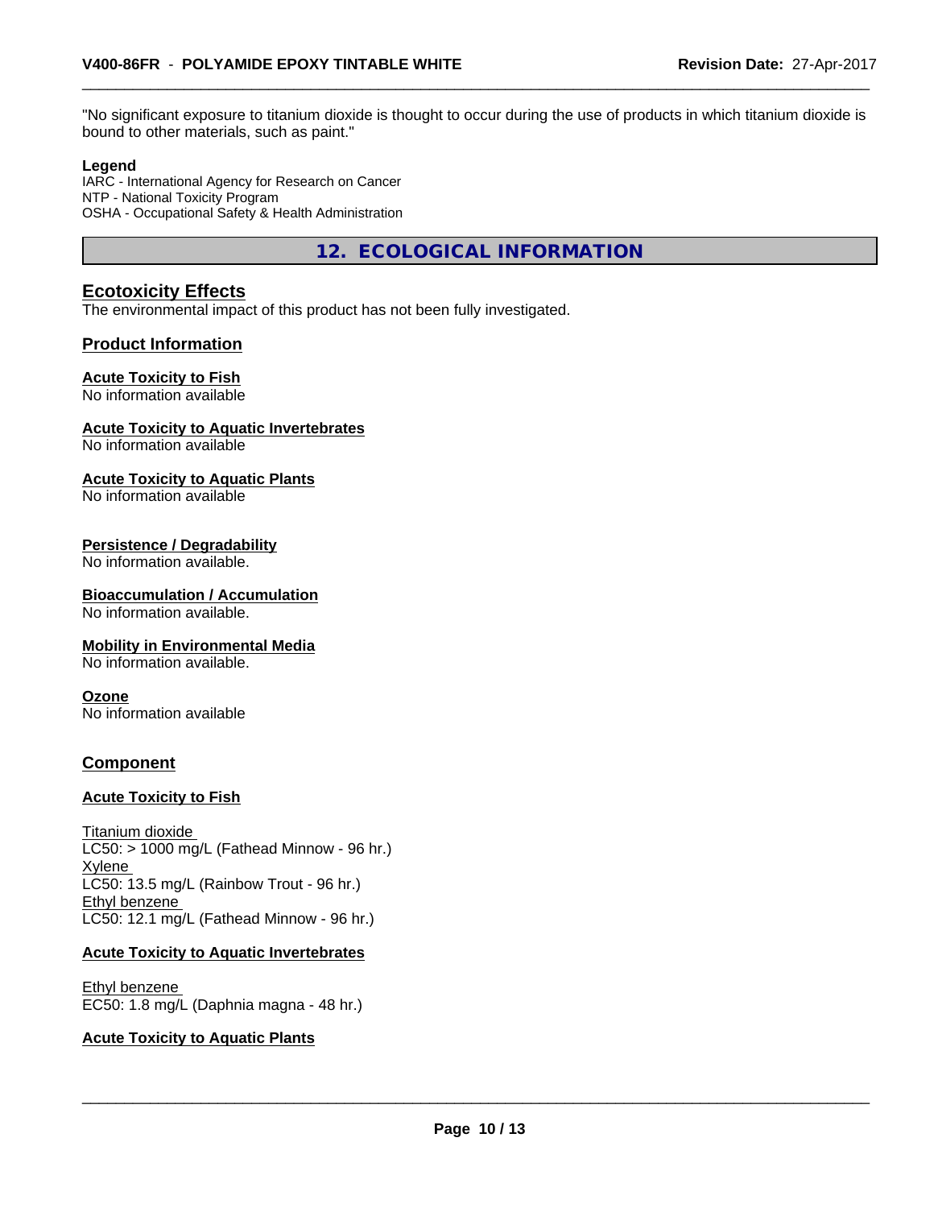"No significant exposure to titanium dioxide is thought to occur during the use of products in which titanium dioxide is bound to other materials, such as paint."

**Legend**
IARC - International Agency for Research on Cancer
NTP - National Toxicity Program
OSHA - Occupational Safety & Health Administration

## 12. ECOLOGICAL INFORMATION

### Ecotoxicity Effects

The environmental impact of this product has not been fully investigated.

### Product Information

**Acute Toxicity to Fish**
No information available

**Acute Toxicity to Aquatic Invertebrates**
No information available

**Acute Toxicity to Aquatic Plants**
No information available

**Persistence / Degradability**
No information available.

**Bioaccumulation / Accumulation**
No information available.

**Mobility in Environmental Media**
No information available.

**Ozone**
No information available

### Component

**Acute Toxicity to Fish**

Titanium dioxide
LC50: > 1000 mg/L (Fathead Minnow - 96 hr.)
Xylene
LC50: 13.5 mg/L (Rainbow Trout - 96 hr.)
Ethyl benzene
LC50: 12.1 mg/L (Fathead Minnow - 96 hr.)

**Acute Toxicity to Aquatic Invertebrates**

Ethyl benzene
EC50: 1.8 mg/L (Daphnia magna - 48 hr.)

**Acute Toxicity to Aquatic Plants**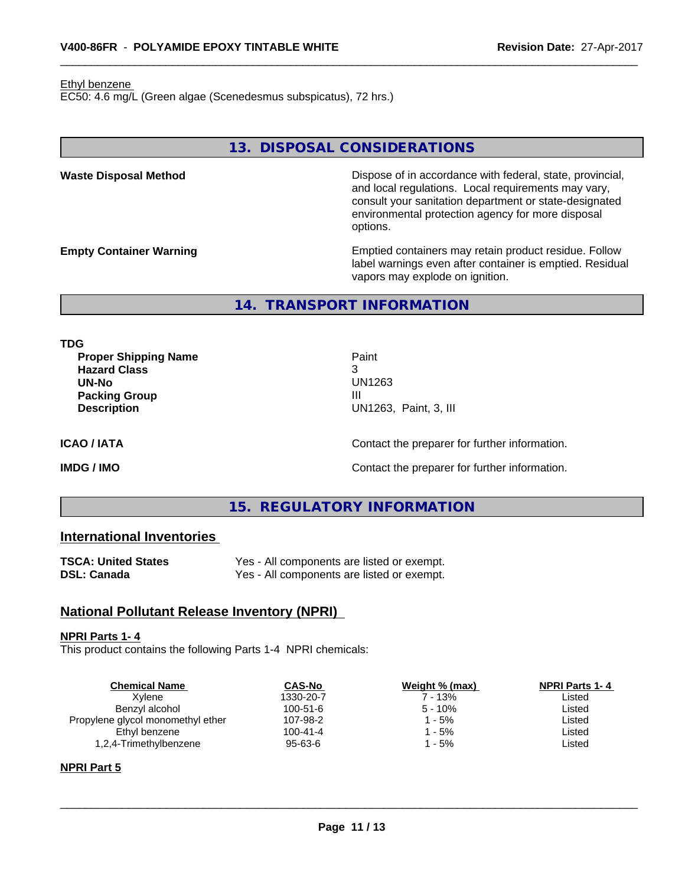Ethyl benzene
EC50: 4.6 mg/L (Green algae (Scenedesmus subspicatus), 72 hrs.)

## 13. DISPOSAL CONSIDERATIONS

**Waste Disposal Method**

Dispose of in accordance with federal, state, provincial, and local regulations. Local requirements may vary, consult your sanitation department or state-designated environmental protection agency for more disposal options.

**Empty Container Warning**

Emptied containers may retain product residue. Follow label warnings even after container is emptied. Residual vapors may explode on ignition.

## 14. TRANSPORT INFORMATION

**TDG**

| | |
|---|---|
| **Proper Shipping Name** | Paint |
| **Hazard Class** | 3 |
| **UN-No** | UN1263 |
| **Packing Group** | III |
| **Description** | UN1263, Paint, 3, III |

**ICAO / IATA** — Contact the preparer for further information.

**IMDG / IMO** — Contact the preparer for further information.

## 15. REGULATORY INFORMATION

### International Inventories

| | |
|---|---|
| **TSCA: United States** | Yes - All components are listed or exempt. |
| **DSL: Canada** | Yes - All components are listed or exempt. |

### National Pollutant Release Inventory (NPRI)

**NPRI Parts 1- 4**

This product contains the following Parts 1-4 NPRI chemicals:

| Chemical Name | CAS-No | Weight % (max) | NPRI Parts 1- 4 |
|---|---|---|---|
| Xylene | 1330-20-7 | 7 - 13% | Listed |
| Benzyl alcohol | 100-51-6 | 5 - 10% | Listed |
| Propylene glycol monomethyl ether | 107-98-2 | 1 - 5% | Listed |
| Ethyl benzene | 100-41-4 | 1 - 5% | Listed |
| 1,2,4-Trimethylbenzene | 95-63-6 | 1 - 5% | Listed |

**NPRI Part 5**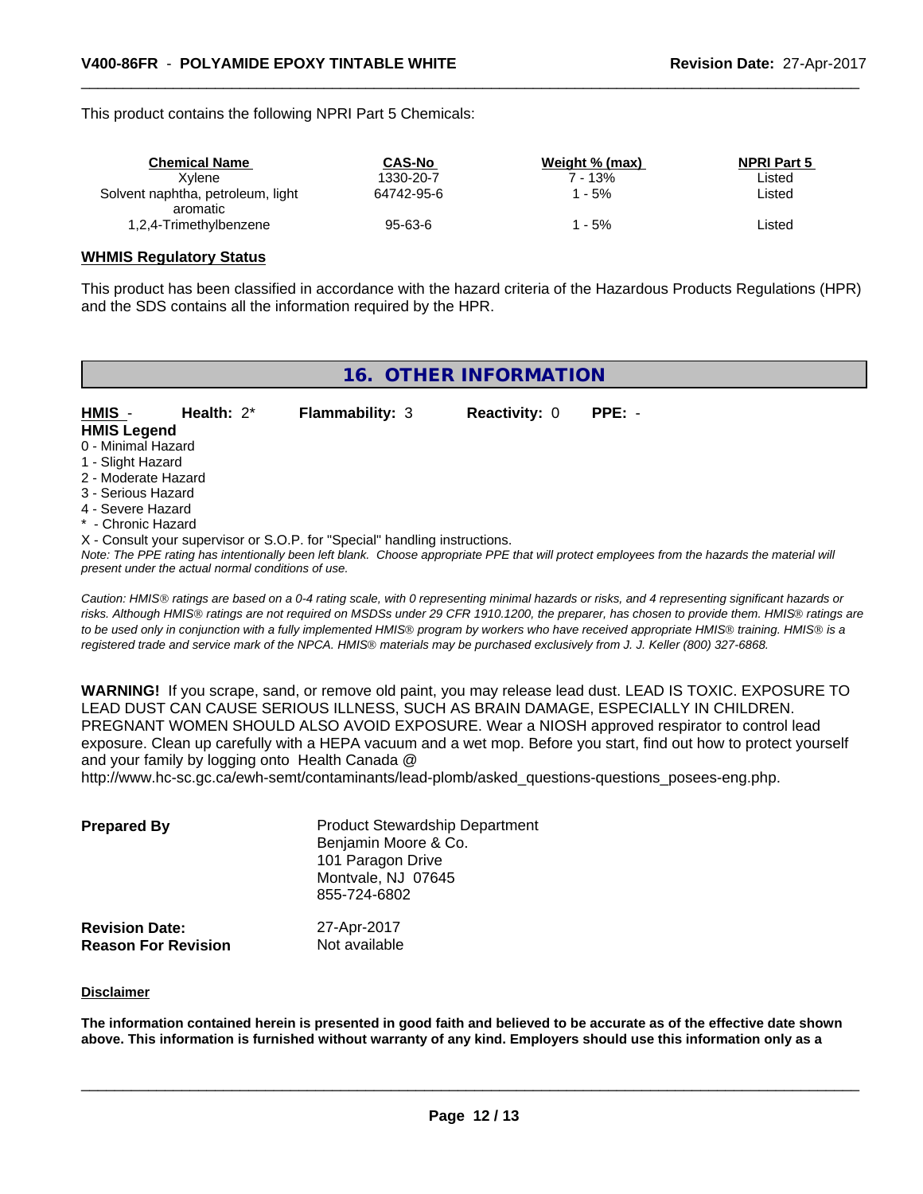This product contains the following NPRI Part 5 Chemicals:

| Chemical Name | CAS-No | Weight % (max) | NPRI Part 5 |
|---|---|---|---|
| Xylene | 1330-20-7 | 7 - 13% | Listed |
| Solvent naphtha, petroleum, light aromatic | 64742-95-6 | 1 - 5% | Listed |
| 1,2,4-Trimethylbenzene | 95-63-6 | 1 - 5% | Listed |

**WHMIS Regulatory Status**

This product has been classified in accordance with the hazard criteria of the Hazardous Products Regulations (HPR) and the SDS contains all the information required by the HPR.

## 16. OTHER INFORMATION

**HMIS** - **Health:** 2* **Flammability:** 3 **Reactivity:** 0 **PPE:** -

**HMIS Legend**

0 - Minimal Hazard
1 - Slight Hazard
2 - Moderate Hazard
3 - Serious Hazard
4 - Severe Hazard
* - Chronic Hazard
X - Consult your supervisor or S.O.P. for "Special" handling instructions.

*Note: The PPE rating has intentionally been left blank. Choose appropriate PPE that will protect employees from the hazards the material will present under the actual normal conditions of use.*

*Caution: HMIS® ratings are based on a 0-4 rating scale, with 0 representing minimal hazards or risks, and 4 representing significant hazards or risks. Although HMIS® ratings are not required on MSDSs under 29 CFR 1910.1200, the preparer, has chosen to provide them. HMIS® ratings are to be used only in conjunction with a fully implemented HMIS® program by workers who have received appropriate HMIS® training. HMIS® is a registered trade and service mark of the NPCA. HMIS® materials may be purchased exclusively from J. J. Keller (800) 327-6868.*

**WARNING!** If you scrape, sand, or remove old paint, you may release lead dust. LEAD IS TOXIC. EXPOSURE TO LEAD DUST CAN CAUSE SERIOUS ILLNESS, SUCH AS BRAIN DAMAGE, ESPECIALLY IN CHILDREN. PREGNANT WOMEN SHOULD ALSO AVOID EXPOSURE. Wear a NIOSH approved respirator to control lead exposure. Clean up carefully with a HEPA vacuum and a wet mop. Before you start, find out how to protect yourself and your family by logging onto Health Canada @ http://www.hc-sc.gc.ca/ewh-semt/contaminants/lead-plomb/asked_questions-questions_posees-eng.php.

**Prepared By** Product Stewardship Department
Benjamin Moore & Co.
101 Paragon Drive
Montvale, NJ 07645
855-724-6802

**Revision Date:** 27-Apr-2017
**Reason For Revision** Not available

**Disclaimer**

**The information contained herein is presented in good faith and believed to be accurate as of the effective date shown above. This information is furnished without warranty of any kind. Employers should use this information only as a**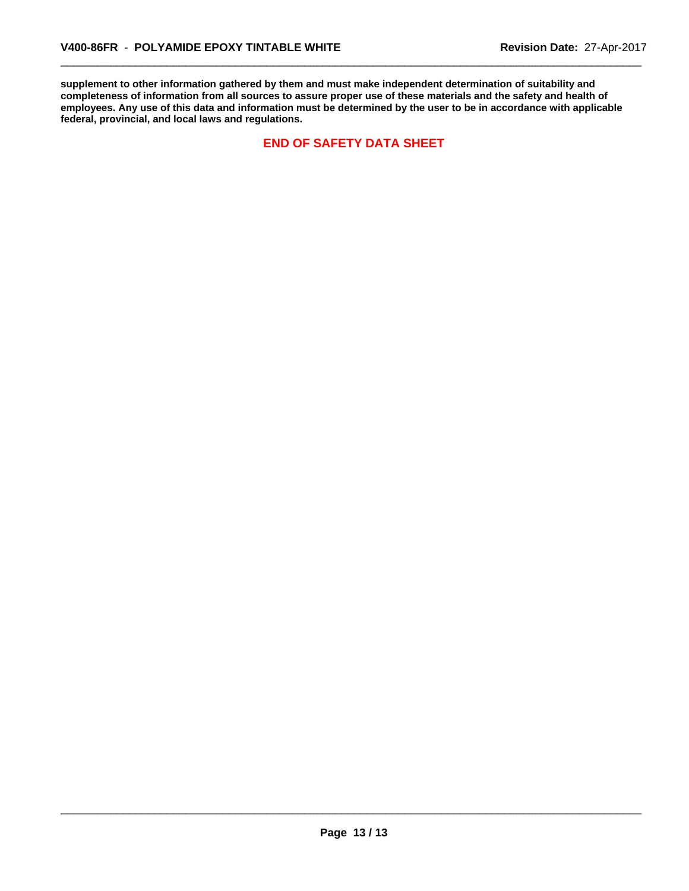**supplement to other information gathered by them and must make independent determination of suitability and completeness of information from all sources to assure proper use of these materials and the safety and health of employees. Any use of this data and information must be determined by the user to be in accordance with applicable federal, provincial, and local laws and regulations.**

**END OF SAFETY DATA SHEET**